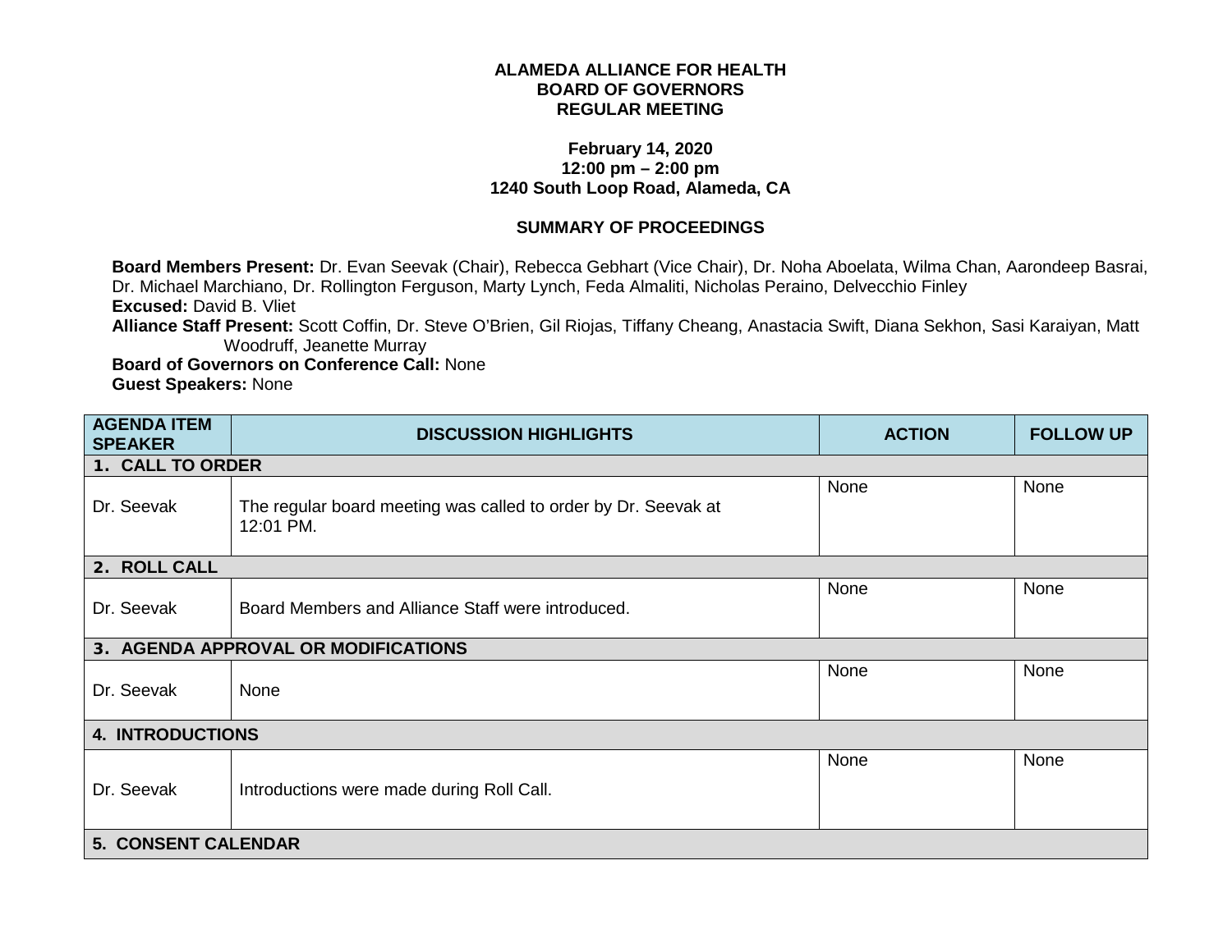**ALAMEDA ALLIANCE FOR HEALTH**
**BOARD OF GOVERNORS**
**REGULAR MEETING**

**February 14, 2020**
**12:00 pm – 2:00 pm**
**1240 South Loop Road, Alameda, CA**

**SUMMARY OF PROCEEDINGS**

**Board Members Present:** Dr. Evan Seevak (Chair), Rebecca Gebhart (Vice Chair), Dr. Noha Aboelata, Wilma Chan, Aarondeep Basrai, Dr. Michael Marchiano, Dr. Rollington Ferguson, Marty Lynch, Feda Almaliti, Nicholas Peraino, Delvecchio Finley
**Excused:** David B. Vliet
**Alliance Staff Present:** Scott Coffin, Dr. Steve O'Brien, Gil Riojas, Tiffany Cheang, Anastacia Swift, Diana Sekhon, Sasi Karaiyan, Matt Woodruff, Jeanette Murray
**Board of Governors on Conference Call:** None
**Guest Speakers:** None

| AGENDA ITEM SPEAKER | DISCUSSION HIGHLIGHTS | ACTION | FOLLOW UP |
|---|---|---|---|
| **1. CALL TO ORDER** | | | |
| Dr. Seevak | The regular board meeting was called to order by Dr. Seevak at 12:01 PM. | None | None |
| **2. ROLL CALL** | | | |
| Dr. Seevak | Board Members and Alliance Staff were introduced. | None | None |
| **3. AGENDA APPROVAL OR MODIFICATIONS** | | | |
| Dr. Seevak | None | None | None |
| **4. INTRODUCTIONS** | | | |
| Dr. Seevak | Introductions were made during Roll Call. | None | None |
| **5. CONSENT CALENDAR** | | | |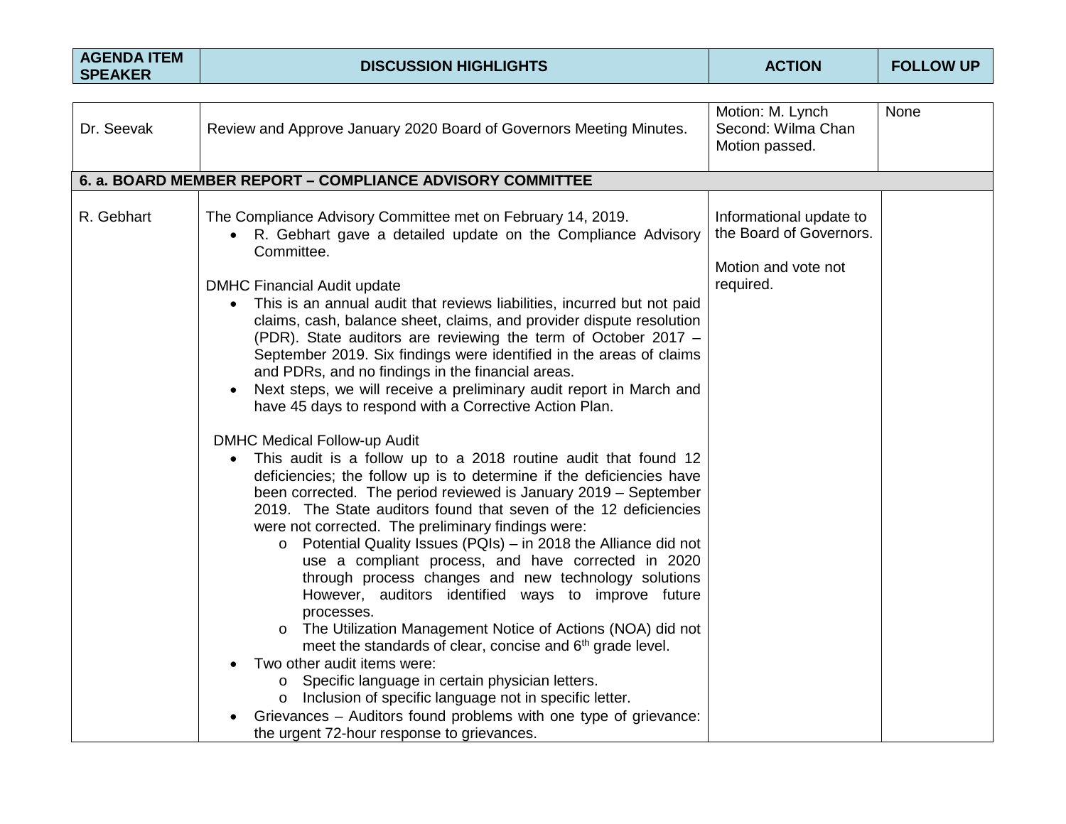| AGENDA ITEM SPEAKER | DISCUSSION HIGHLIGHTS | ACTION | FOLLOW UP |
|---|---|---|---|
| Dr. Seevak | Review and Approve January 2020 Board of Governors Meeting Minutes. | Motion: M. Lynch<br>Second: Wilma Chan<br>Motion passed. | None |
| **6. a. BOARD MEMBER REPORT – COMPLIANCE ADVISORY COMMITTEE** | | | |
| R. Gebhart | The Compliance Advisory Committee met on February 14, 2019.<br>• R. Gebhart gave a detailed update on the Compliance Advisory Committee.<br><br>DMHC Financial Audit update<br>• This is an annual audit that reviews liabilities, incurred but not paid claims, cash, balance sheet, claims, and provider dispute resolution (PDR). State auditors are reviewing the term of October 2017 – September 2019. Six findings were identified in the areas of claims and PDRs, and no findings in the financial areas.<br>• Next steps, we will receive a preliminary audit report in March and have 45 days to respond with a Corrective Action Plan.<br><br>DMHC Medical Follow-up Audit<br>• This audit is a follow up to a 2018 routine audit that found 12 deficiencies; the follow up is to determine if the deficiencies have been corrected. The period reviewed is January 2019 – September 2019. The State auditors found that seven of the 12 deficiencies were not corrected. The preliminary findings were:<br>&nbsp;&nbsp;o Potential Quality Issues (PQIs) – in 2018 the Alliance did not use a compliant process, and have corrected in 2020 through process changes and new technology solutions However, auditors identified ways to improve future processes.<br>&nbsp;&nbsp;o The Utilization Management Notice of Actions (NOA) did not meet the standards of clear, concise and 6th grade level.<br>• Two other audit items were:<br>&nbsp;&nbsp;o Specific language in certain physician letters.<br>&nbsp;&nbsp;o Inclusion of specific language not in specific letter.<br>• Grievances – Auditors found problems with one type of grievance: the urgent 72-hour response to grievances. | Informational update to the Board of Governors.<br><br>Motion and vote not required. | |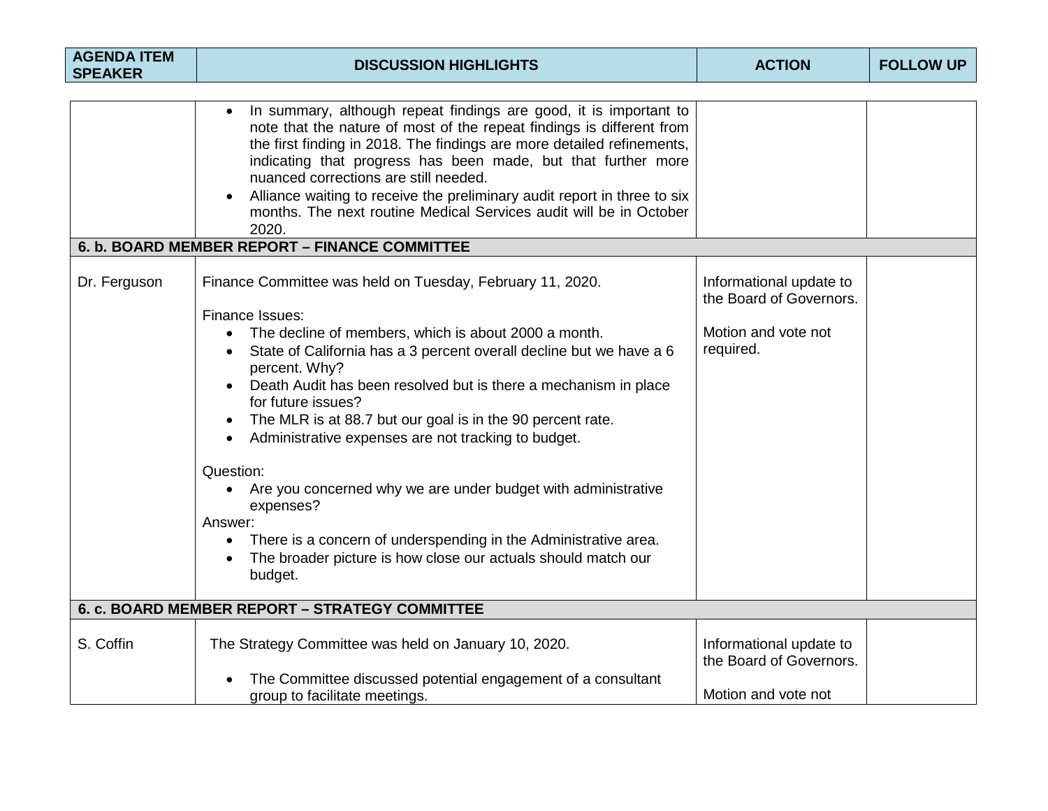| AGENDA ITEM SPEAKER | DISCUSSION HIGHLIGHTS | ACTION | FOLLOW UP |
|---|---|---|---|
| | • In summary, although repeat findings are good, it is important to note that the nature of most of the repeat findings is different from the first finding in 2018. The findings are more detailed refinements, indicating that progress has been made, but that further more nuanced corrections are still needed.<br>• Alliance waiting to receive the preliminary audit report in three to six months. The next routine Medical Services audit will be in October 2020. | | |
| **6. b. BOARD MEMBER REPORT – FINANCE COMMITTEE** | | | |
| Dr. Ferguson | Finance Committee was held on Tuesday, February 11, 2020.<br><br>Finance Issues:<br>• The decline of members, which is about 2000 a month.<br>• State of California has a 3 percent overall decline but we have a 6 percent. Why?<br>• Death Audit has been resolved but is there a mechanism in place for future issues?<br>• The MLR is at 88.7 but our goal is in the 90 percent rate.<br>• Administrative expenses are not tracking to budget.<br><br>Question:<br>• Are you concerned why we are under budget with administrative expenses?<br>Answer:<br>• There is a concern of underspending in the Administrative area.<br>• The broader picture is how close our actuals should match our budget. | Informational update to the Board of Governors.<br><br>Motion and vote not required. | |
| **6. c. BOARD MEMBER REPORT – STRATEGY COMMITTEE** | | | |
| S. Coffin | The Strategy Committee was held on January 10, 2020.<br><br>• The Committee discussed potential engagement of a consultant group to facilitate meetings. | Informational update to the Board of Governors.<br><br>Motion and vote not | |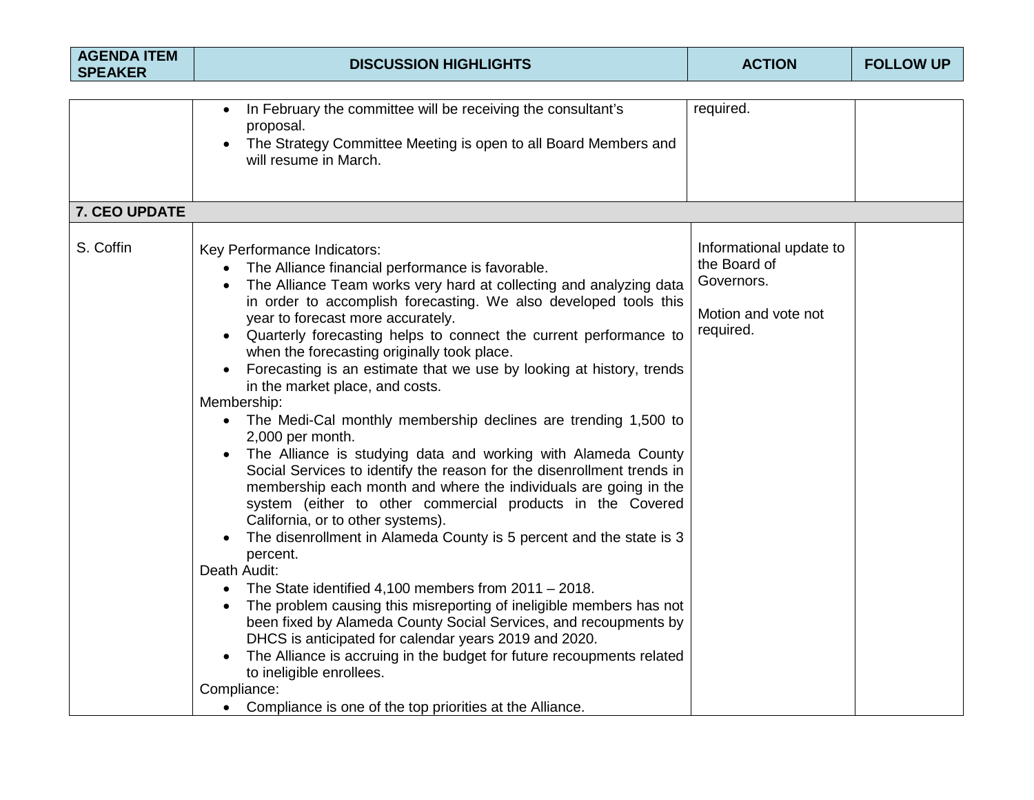| AGENDA ITEM SPEAKER | DISCUSSION HIGHLIGHTS | ACTION | FOLLOW UP |
|---|---|---|---|
| | • In February the committee will be receiving the consultant's proposal.<br>• The Strategy Committee Meeting is open to all Board Members and will resume in March. | required. | |
| **7. CEO UPDATE** | | | |
| S. Coffin | Key Performance Indicators:<br>• The Alliance financial performance is favorable.<br>• The Alliance Team works very hard at collecting and analyzing data in order to accomplish forecasting. We also developed tools this year to forecast more accurately.<br>• Quarterly forecasting helps to connect the current performance to when the forecasting originally took place.<br>• Forecasting is an estimate that we use by looking at history, trends in the market place, and costs.<br>Membership:<br>• The Medi-Cal monthly membership declines are trending 1,500 to 2,000 per month.<br>• The Alliance is studying data and working with Alameda County Social Services to identify the reason for the disenrollment trends in membership each month and where the individuals are going in the system (either to other commercial products in the Covered California, or to other systems).<br>• The disenrollment in Alameda County is 5 percent and the state is 3 percent.<br>Death Audit:<br>• The State identified 4,100 members from 2011 – 2018.<br>• The problem causing this misreporting of ineligible members has not been fixed by Alameda County Social Services, and recoupments by DHCS is anticipated for calendar years 2019 and 2020.<br>• The Alliance is accruing in the budget for future recoupments related to ineligible enrollees.<br>Compliance:<br>• Compliance is one of the top priorities at the Alliance. | Informational update to the Board of Governors.<br><br>Motion and vote not required. | |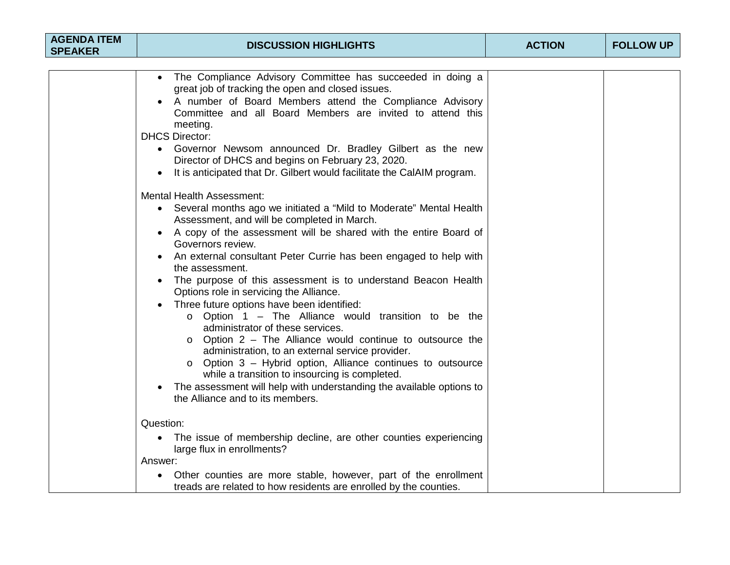| AGENDA ITEM SPEAKER | DISCUSSION HIGHLIGHTS | ACTION | FOLLOW UP |
|---|---|---|---|
| | <ul><li>The Compliance Advisory Committee has succeeded in doing a great job of tracking the open and closed issues.</li><li>A number of Board Members attend the Compliance Advisory Committee and all Board Members are invited to attend this meeting.</li></ul>DHCS Director:<ul><li>Governor Newsom announced Dr. Bradley Gilbert as the new Director of DHCS and begins on February 23, 2020.</li><li>It is anticipated that Dr. Gilbert would facilitate the CalAIM program.</li></ul>Mental Health Assessment:<ul><li>Several months ago we initiated a "Mild to Moderate" Mental Health Assessment, and will be completed in March.</li><li>A copy of the assessment will be shared with the entire Board of Governors review.</li><li>An external consultant Peter Currie has been engaged to help with the assessment.</li><li>The purpose of this assessment is to understand Beacon Health Options role in servicing the Alliance.</li><li>Three future options have been identified:<ul><li>Option 1 – The Alliance would transition to be the administrator of these services.</li><li>Option 2 – The Alliance would continue to outsource the administration, to an external service provider.</li><li>Option 3 – Hybrid option, Alliance continues to outsource while a transition to insourcing is completed.</li></ul></li><li>The assessment will help with understanding the available options to the Alliance and to its members.</li></ul>Question:<ul><li>The issue of membership decline, are other counties experiencing large flux in enrollments?</li></ul>Answer:<ul><li>Other counties are more stable, however, part of the enrollment treads are related to how residents are enrolled by the counties.</li></ul> | | |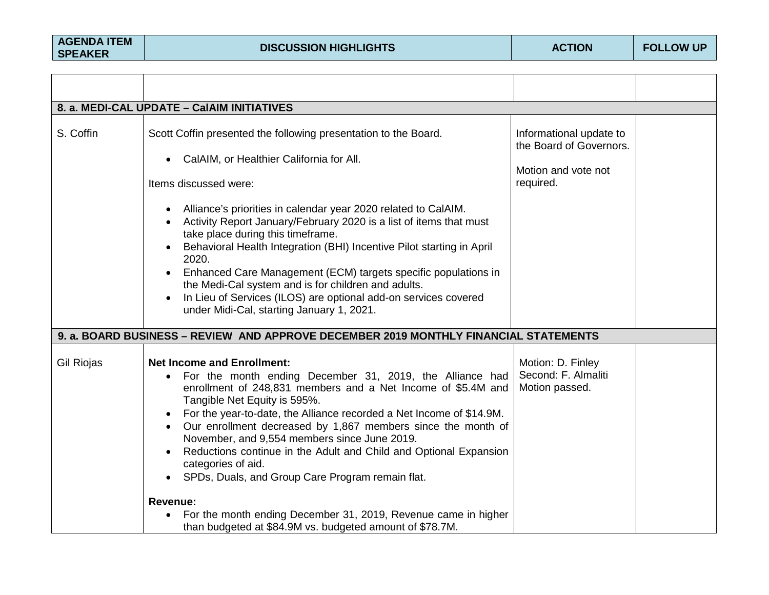| AGENDA ITEM SPEAKER | DISCUSSION HIGHLIGHTS | ACTION | FOLLOW UP |
|---|---|---|---|
| | | | |
| **8. a. MEDI-CAL UPDATE – CalAIM INITIATIVES** | | | |
| S. Coffin | Scott Coffin presented the following presentation to the Board.<br><br>• CalAIM, or Healthier California for All.<br><br>Items discussed were:<br><br>• Alliance's priorities in calendar year 2020 related to CalAIM.<br>• Activity Report January/February 2020 is a list of items that must take place during this timeframe.<br>• Behavioral Health Integration (BHI) Incentive Pilot starting in April 2020.<br>• Enhanced Care Management (ECM) targets specific populations in the Medi-Cal system and is for children and adults.<br>• In Lieu of Services (ILOS) are optional add-on services covered under Midi-Cal, starting January 1, 2021. | Informational update to the Board of Governors.<br><br>Motion and vote not required. | |
| **9. a. BOARD BUSINESS – REVIEW AND APPROVE DECEMBER 2019 MONTHLY FINANCIAL STATEMENTS** | | | |
| Gil Riojas | **Net Income and Enrollment:**<br>• For the month ending December 31, 2019, the Alliance had enrollment of 248,831 members and a Net Income of $5.4M and Tangible Net Equity is 595%.<br>• For the year-to-date, the Alliance recorded a Net Income of $14.9M.<br>• Our enrollment decreased by 1,867 members since the month of November, and 9,554 members since June 2019.<br>• Reductions continue in the Adult and Child and Optional Expansion categories of aid.<br>• SPDs, Duals, and Group Care Program remain flat.<br><br>**Revenue:**<br>• For the month ending December 31, 2019, Revenue came in higher than budgeted at $84.9M vs. budgeted amount of $78.7M. | Motion: D. Finley<br>Second: F. Almaliti<br>Motion passed. | |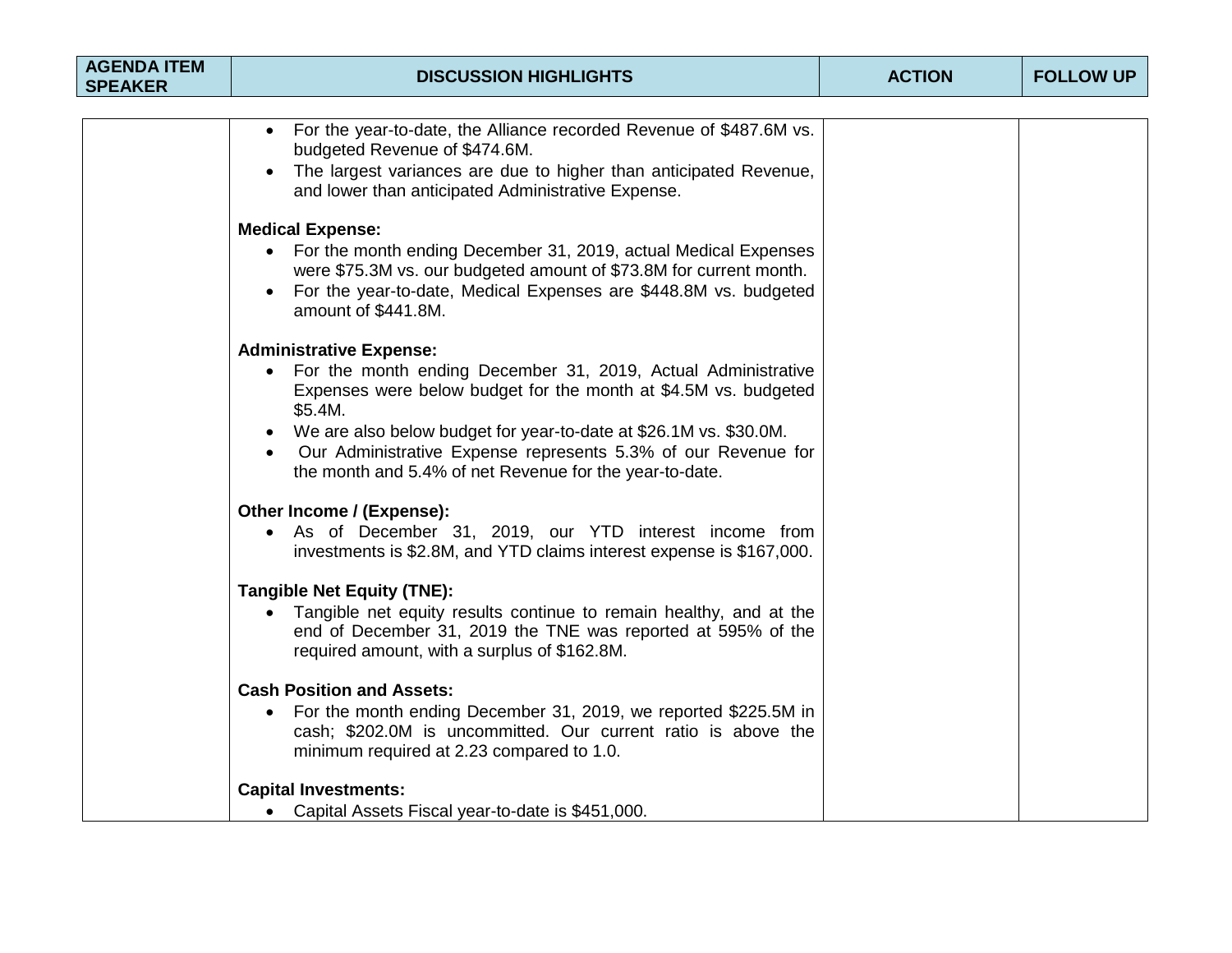| AGENDA ITEM SPEAKER | DISCUSSION HIGHLIGHTS | ACTION | FOLLOW UP |
|---|---|---|---|
| | • For the year-to-date, the Alliance recorded Revenue of $487.6M vs. budgeted Revenue of $474.6M.<br>• The largest variances are due to higher than anticipated Revenue, and lower than anticipated Administrative Expense.<br><br>**Medical Expense:**<br>• For the month ending December 31, 2019, actual Medical Expenses were $75.3M vs. our budgeted amount of $73.8M for current month.<br>• For the year-to-date, Medical Expenses are $448.8M vs. budgeted amount of $441.8M.<br><br>**Administrative Expense:**<br>• For the month ending December 31, 2019, Actual Administrative Expenses were below budget for the month at $4.5M vs. budgeted $5.4M.<br>• We are also below budget for year-to-date at $26.1M vs. $30.0M.<br>• Our Administrative Expense represents 5.3% of our Revenue for the month and 5.4% of net Revenue for the year-to-date.<br><br>**Other Income / (Expense):**<br>• As of December 31, 2019, our YTD interest income from investments is $2.8M, and YTD claims interest expense is $167,000.<br><br>**Tangible Net Equity (TNE):**<br>• Tangible net equity results continue to remain healthy, and at the end of December 31, 2019 the TNE was reported at 595% of the required amount, with a surplus of $162.8M.<br><br>**Cash Position and Assets:**<br>• For the month ending December 31, 2019, we reported $225.5M in cash; $202.0M is uncommitted. Our current ratio is above the minimum required at 2.23 compared to 1.0.<br><br>**Capital Investments:**<br>• Capital Assets Fiscal year-to-date is $451,000. | | |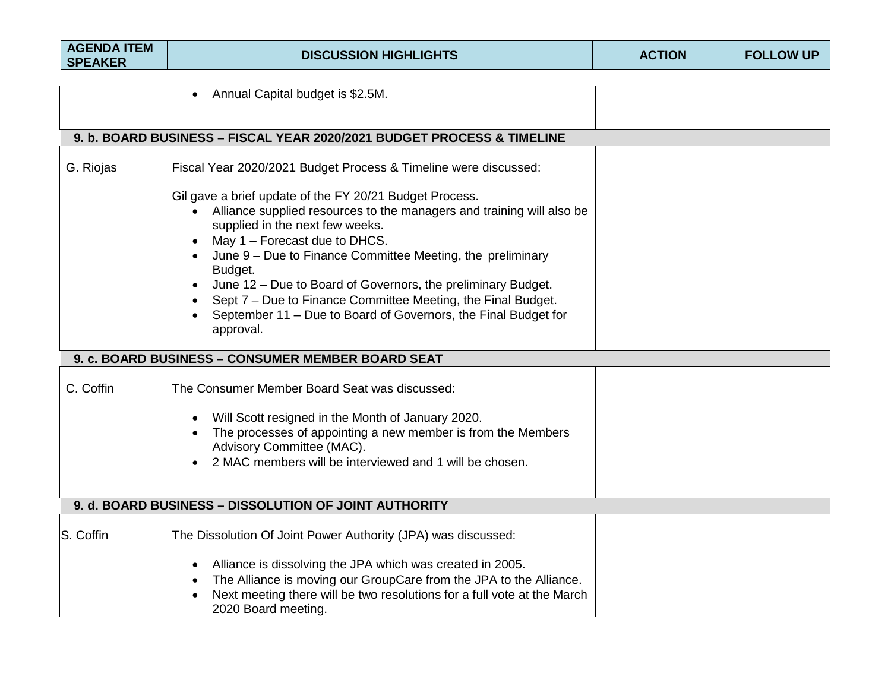| AGENDA ITEM SPEAKER | DISCUSSION HIGHLIGHTS | ACTION | FOLLOW UP |
|---|---|---|---|
| | • Annual Capital budget is $2.5M. | | |
| **9. b. BOARD BUSINESS – FISCAL YEAR 2020/2021 BUDGET PROCESS & TIMELINE** | | | |
| G. Riojas | Fiscal Year 2020/2021 Budget Process & Timeline were discussed:<br><br>Gil gave a brief update of the FY 20/21 Budget Process.<br>• Alliance supplied resources to the managers and training will also be supplied in the next few weeks.<br>• May 1 – Forecast due to DHCS.<br>• June 9 – Due to Finance Committee Meeting, the preliminary Budget.<br>• June 12 – Due to Board of Governors, the preliminary Budget.<br>• Sept 7 – Due to Finance Committee Meeting, the Final Budget.<br>• September 11 – Due to Board of Governors, the Final Budget for approval. | | |
| **9. c. BOARD BUSINESS – CONSUMER MEMBER BOARD SEAT** | | | |
| C. Coffin | The Consumer Member Board Seat was discussed:<br><br>• Will Scott resigned in the Month of January 2020.<br>• The processes of appointing a new member is from the Members Advisory Committee (MAC).<br>• 2 MAC members will be interviewed and 1 will be chosen. | | |
| **9. d. BOARD BUSINESS – DISSOLUTION OF JOINT AUTHORITY** | | | |
| S. Coffin | The Dissolution Of Joint Power Authority (JPA) was discussed:<br><br>• Alliance is dissolving the JPA which was created in 2005.<br>• The Alliance is moving our GroupCare from the JPA to the Alliance.<br>• Next meeting there will be two resolutions for a full vote at the March 2020 Board meeting. | | |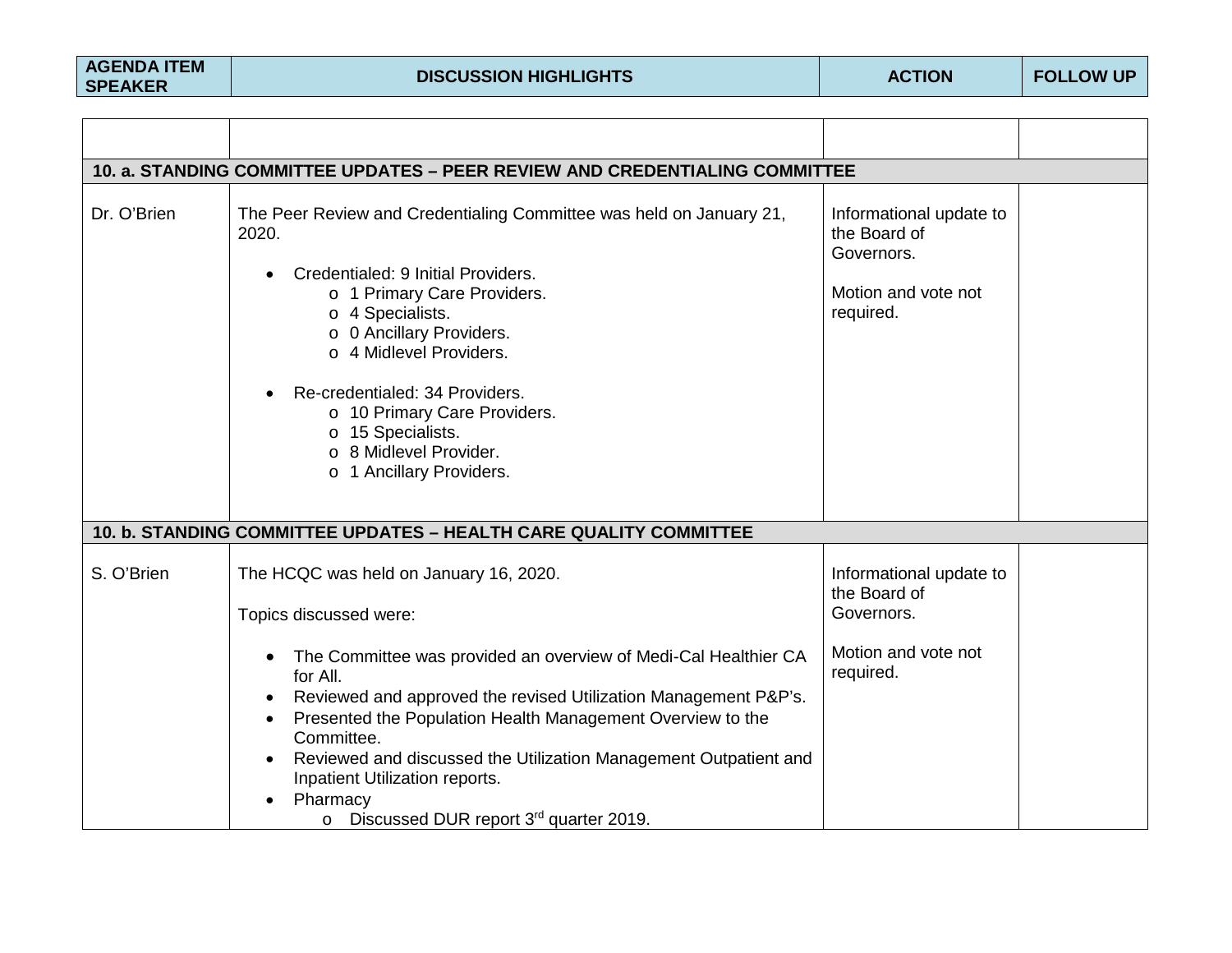| AGENDA ITEM SPEAKER | DISCUSSION HIGHLIGHTS | ACTION | FOLLOW UP |
|---|---|---|---|
| | | | |
| **10. a. STANDING COMMITTEE UPDATES – PEER REVIEW AND CREDENTIALING COMMITTEE** | | | |
| Dr. O'Brien | The Peer Review and Credentialing Committee was held on January 21, 2020.<br><br>• Credentialed: 9 Initial Providers.<br>&nbsp;&nbsp;&nbsp;&nbsp;o 1 Primary Care Providers.<br>&nbsp;&nbsp;&nbsp;&nbsp;o 4 Specialists.<br>&nbsp;&nbsp;&nbsp;&nbsp;o 0 Ancillary Providers.<br>&nbsp;&nbsp;&nbsp;&nbsp;o 4 Midlevel Providers.<br><br>• Re-credentialed: 34 Providers.<br>&nbsp;&nbsp;&nbsp;&nbsp;o 10 Primary Care Providers.<br>&nbsp;&nbsp;&nbsp;&nbsp;o 15 Specialists.<br>&nbsp;&nbsp;&nbsp;&nbsp;o 8 Midlevel Provider.<br>&nbsp;&nbsp;&nbsp;&nbsp;o 1 Ancillary Providers. | Informational update to the Board of Governors.<br><br>Motion and vote not required. | |
| **10. b. STANDING COMMITTEE UPDATES – HEALTH CARE QUALITY COMMITTEE** | | | |
| S. O'Brien | The HCQC was held on January 16, 2020.<br><br>Topics discussed were:<br><br>• The Committee was provided an overview of Medi-Cal Healthier CA for All.<br>• Reviewed and approved the revised Utilization Management P&P's.<br>• Presented the Population Health Management Overview to the Committee.<br>• Reviewed and discussed the Utilization Management Outpatient and Inpatient Utilization reports.<br>• Pharmacy<br>&nbsp;&nbsp;&nbsp;&nbsp;o Discussed DUR report 3rd quarter 2019. | Informational update to the Board of Governors.<br><br>Motion and vote not required. | |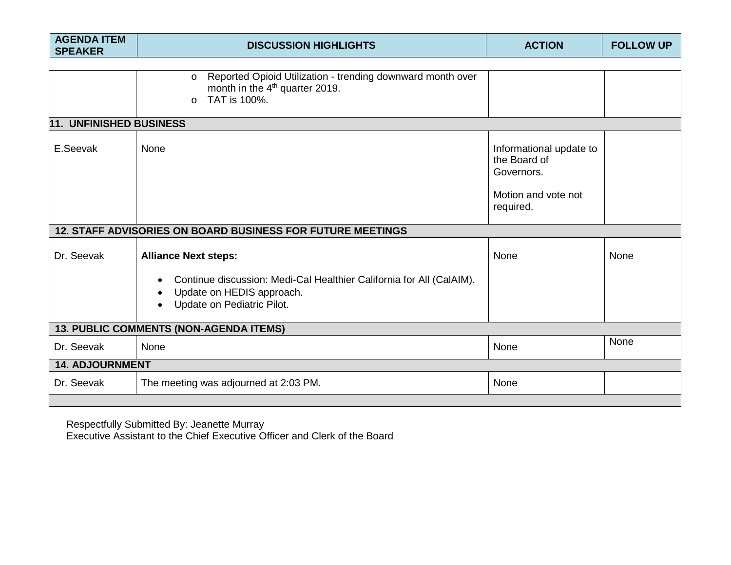| AGENDA ITEM SPEAKER | DISCUSSION HIGHLIGHTS | ACTION | FOLLOW UP |
|---|---|---|---|
| | o Reported Opioid Utilization - trending downward month over month in the 4th quarter 2019.<br>o TAT is 100%. | | |
| **11. UNFINISHED BUSINESS** | | | |
| E.Seevak | None | Informational update to the Board of Governors.<br><br>Motion and vote not required. | |
| **12. STAFF ADVISORIES ON BOARD BUSINESS FOR FUTURE MEETINGS** | | | |
| Dr. Seevak | **Alliance Next steps:**<br><br>• Continue discussion: Medi-Cal Healthier California for All (CalAIM).<br>• Update on HEDIS approach.<br>• Update on Pediatric Pilot. | None | None |
| **13. PUBLIC COMMENTS (NON-AGENDA ITEMS)** | | | |
| Dr. Seevak | None | None | None |
| **14. ADJOURNMENT** | | | |
| Dr. Seevak | The meeting was adjourned at 2:03 PM. | None | |

Respectfully Submitted By: Jeanette Murray
Executive Assistant to the Chief Executive Officer and Clerk of the Board